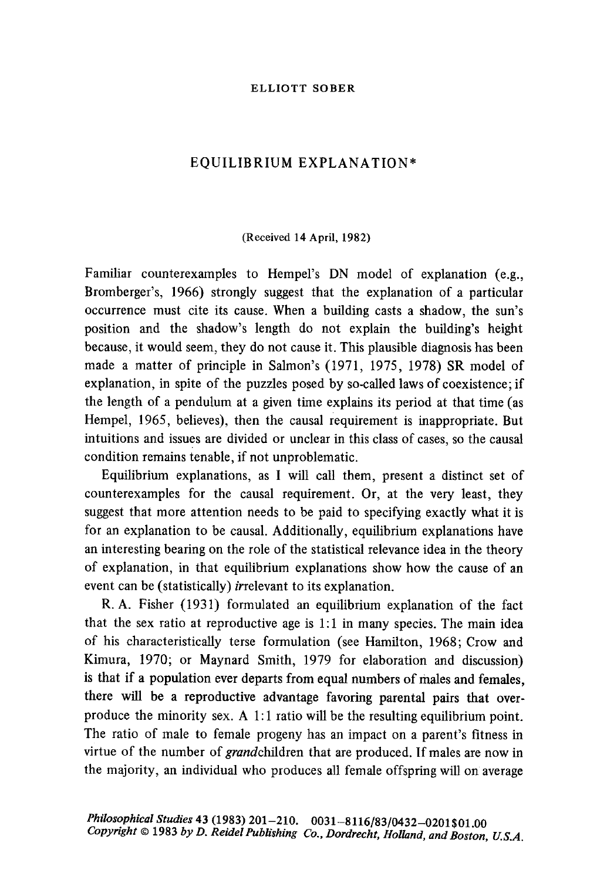ELLIOTT SOBER

# EQUILIBRIUM EXPLANATION*

(Received 14 April, 1982)

Familiar counterexamples to Hempel's DN model of explanation (e.g., Bromberger's, 1966) strongly suggest that the explanation of a particular occurrence must cite its cause. When a building casts a shadow, the sun's position and the shadow's length do not explain the building's height because, it would seem, they do not cause it. This plausible diagnosis has been made a matter of principle in Salmon's (1971, 1975, 1978) SR model of explanation, in spite of the puzzles posed by so-called laws of coexistence; if the length of a pendulum at a given time explains its period at that time (as Hempel, 1965, believes), then the causal requirement is inappropriate. But intuitions and issues are divided or unclear in this class of cases, so the causal condition remains tenable, if not unproblematic.

Equilibrium explanations, as I will call them, present a distinct set of counterexamples for the causal requirement. Or, at the very least, they suggest that more attention needs to be paid to specifying exactly what it is for an explanation to be causal. Additionally, equilibrium explanations have an interesting bearing on the role of the statistical relevance idea in the theory of explanation, in that equilibrium explanations show how the cause of an event can be (statistically) *ir*relevant to its explanation.

R. A. Fisher (1931) formulated an equilibrium explanation of the fact that the sex ratio at reproductive age is 1:1 in many species. The main idea of his characteristically terse formulation (see Hamilton, 1968; Crow and Kimura, 1970; or Maynard Smith, 1979 for elaboration and discussion) is that if a population ever departs from equal numbers of males and females, there will be a reproductive advantage favoring parental pairs that overproduce the minority sex. A 1:1 ratio will be the resulting equilibrium point. The ratio of male to female progeny has an impact on a parent's fitness in virtue of the number of *grand*children that are produced. If males are now in the majority, an individual who produces all female offspring will on average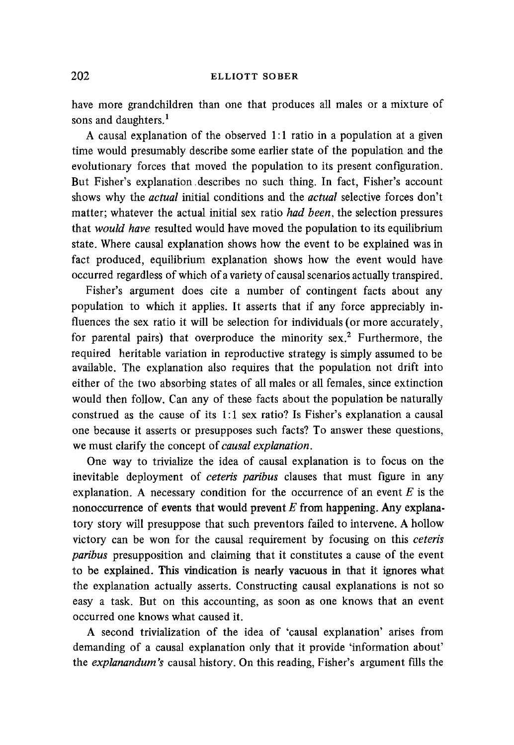have more grandchildren than one that produces all males or a mixture of sons and daughters.[1]

A causal explanation of the observed 1:1 ratio in a population at a given time would presumably describe some earlier state of the population and the evolutionary forces that moved the population to its present configuration. But Fisher's explanation describes no such thing. In fact, Fisher's account shows why the *actual* initial conditions and the *actual* selective forces don't matter; whatever the actual initial sex ratio *had been*, the selection pressures that *would have* resulted would have moved the population to its equilibrium state. Where causal explanation shows how the event to be explained was in fact produced, equilibrium explanation shows how the event would have occurred regardless of which of a variety of causal scenarios actually transpired.

Fisher's argument does cite a number of contingent facts about any population to which it applies. It asserts that if any force appreciably influences the sex ratio it will be selection for individuals (or more accurately, for parental pairs) that overproduce the minority sex.[2] Furthermore, the required heritable variation in reproductive strategy is simply assumed to be available. The explanation also requires that the population not drift into either of the two absorbing states of all males or all females, since extinction would then follow. Can any of these facts about the population be naturally construed as the cause of its 1:1 sex ratio? Is Fisher's explanation a causal one because it asserts or presupposes such facts? To answer these questions, we must clarify the concept of *causal explanation*.

One way to trivialize the idea of causal explanation is to focus on the inevitable deployment of *ceteris paribus* clauses that must figure in any explanation. A necessary condition for the occurrence of an event $E$ is the nonoccurrence of events that would prevent $E$ from happening. Any explanatory story will presuppose that such preventors failed to intervene. A hollow victory can be won for the causal requirement by focusing on this *ceteris paribus* presupposition and claiming that it constitutes a cause of the event to be explained. This vindication is nearly vacuous in that it ignores what the explanation actually asserts. Constructing causal explanations is not so easy a task. But on this accounting, as soon as one knows that an event occurred one knows what caused it.

A second trivialization of the idea of 'causal explanation' arises from demanding of a causal explanation only that it provide 'information about' the *explanandum's* causal history. On this reading, Fisher's argument fills the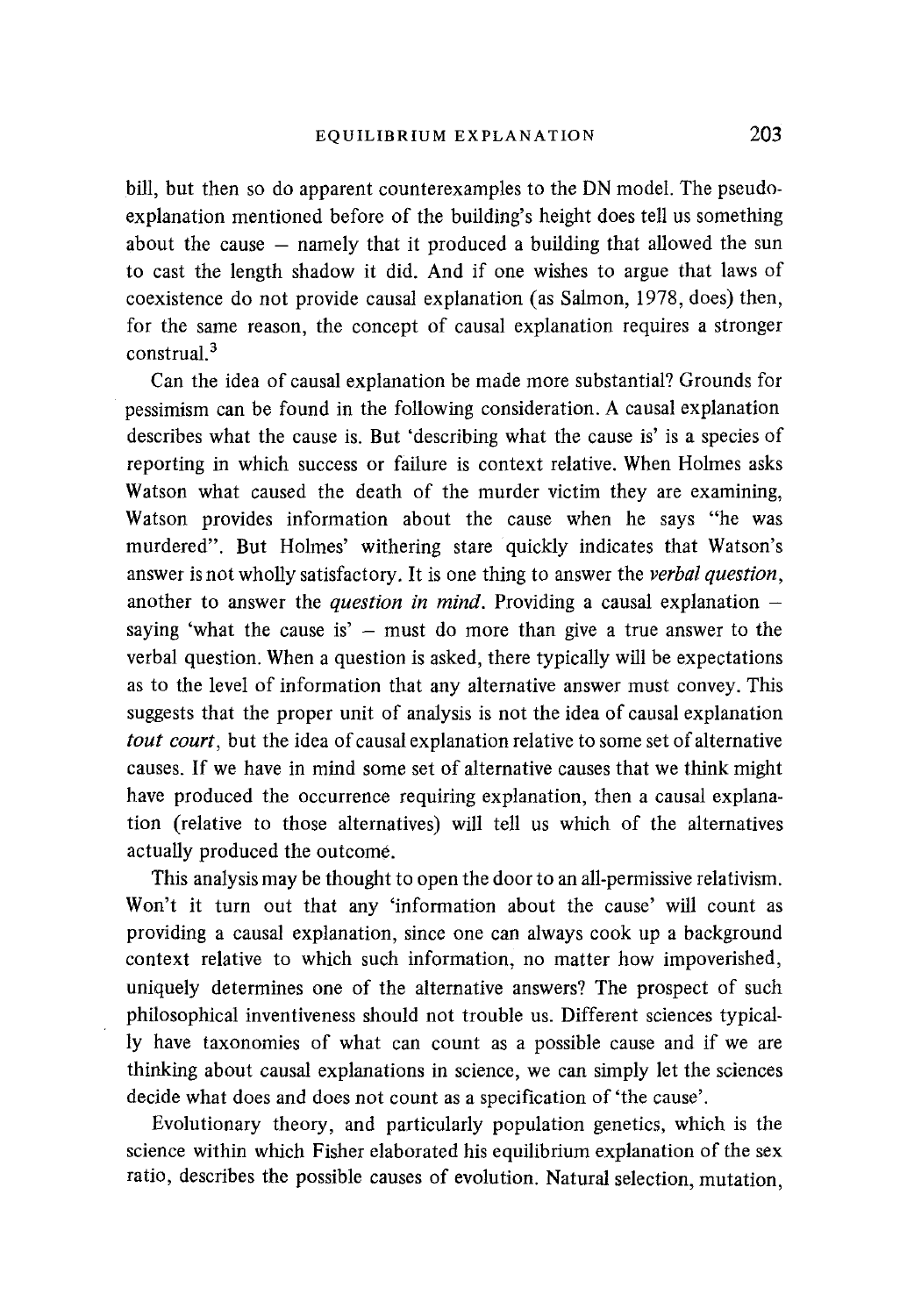bill, but then so do apparent counterexamples to the DN model. The pseudo-explanation mentioned before of the building's height does tell us something about the cause – namely that it produced a building that allowed the sun to cast the length shadow it did. And if one wishes to argue that laws of coexistence do not provide causal explanation (as Salmon, 1978, does) then, for the same reason, the concept of causal explanation requires a stronger construal.[3]

Can the idea of causal explanation be made more substantial? Grounds for pessimism can be found in the following consideration. A causal explanation describes what the cause is. But 'describing what the cause is' is a species of reporting in which success or failure is context relative. When Holmes asks Watson what caused the death of the murder victim they are examining, Watson provides information about the cause when he says "he was murdered". But Holmes' withering stare quickly indicates that Watson's answer is not wholly satisfactory. It is one thing to answer the *verbal question*, another to answer the *question in mind*. Providing a causal explanation – saying 'what the cause is' – must do more than give a true answer to the verbal question. When a question is asked, there typically will be expectations as to the level of information that any alternative answer must convey. This suggests that the proper unit of analysis is not the idea of causal explanation *tout court*, but the idea of causal explanation relative to some set of alternative causes. If we have in mind some set of alternative causes that we think might have produced the occurrence requiring explanation, then a causal explanation (relative to those alternatives) will tell us which of the alternatives actually produced the outcome.

This analysis may be thought to open the door to an all-permissive relativism. Won't it turn out that any 'information about the cause' will count as providing a causal explanation, since one can always cook up a background context relative to which such information, no matter how impoverished, uniquely determines one of the alternative answers? The prospect of such philosophical inventiveness should not trouble us. Different sciences typically have taxonomies of what can count as a possible cause and if we are thinking about causal explanations in science, we can simply let the sciences decide what does and does not count as a specification of 'the cause'.

Evolutionary theory, and particularly population genetics, which is the science within which Fisher elaborated his equilibrium explanation of the sex ratio, describes the possible causes of evolution. Natural selection, mutation,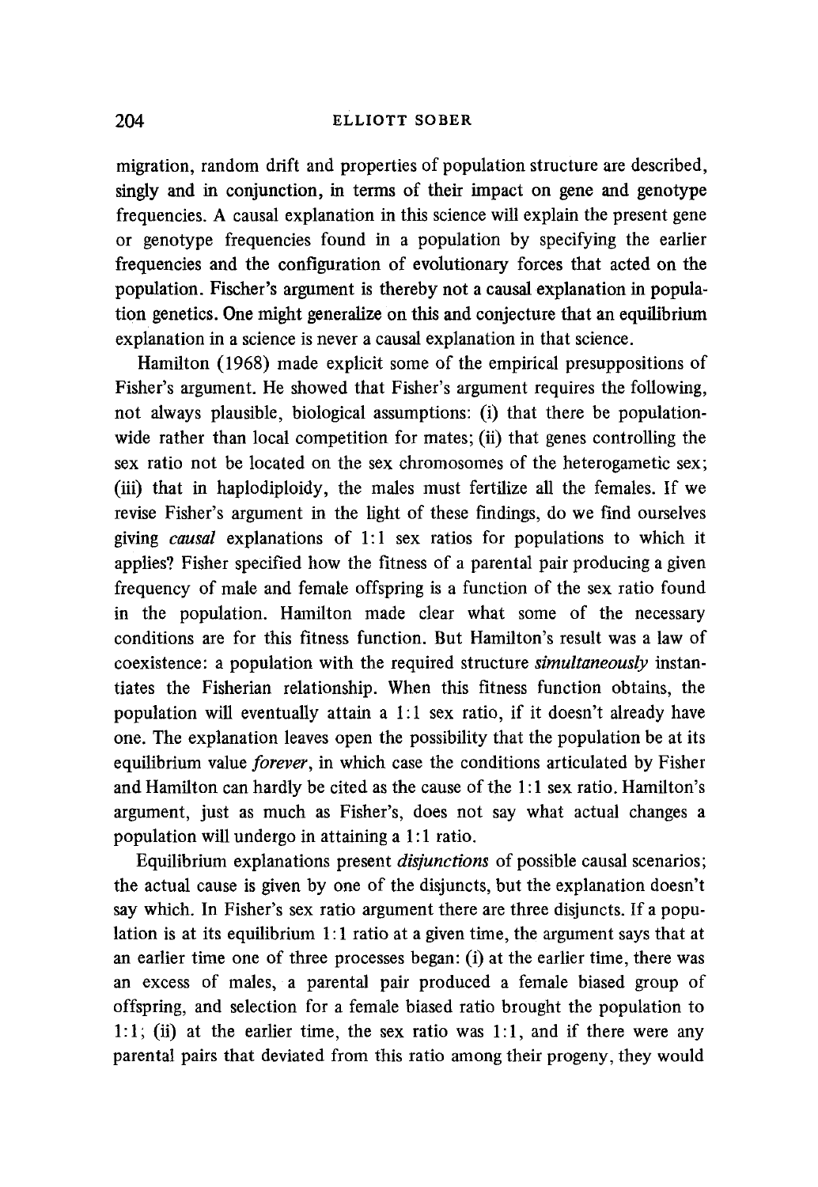migration, random drift and properties of population structure are described, singly and in conjunction, in terms of their impact on gene and genotype frequencies. A causal explanation in this science will explain the present gene or genotype frequencies found in a population by specifying the earlier frequencies and the configuration of evolutionary forces that acted on the population. Fischer's argument is thereby not a causal explanation in population genetics. One might generalize on this and conjecture that an equilibrium explanation in a science is never a causal explanation in that science.

Hamilton (1968) made explicit some of the empirical presuppositions of Fisher's argument. He showed that Fisher's argument requires the following, not always plausible, biological assumptions: (i) that there be population-wide rather than local competition for mates; (ii) that genes controlling the sex ratio not be located on the sex chromosomes of the heterogametic sex; (iii) that in haplodiploidy, the males must fertilize all the females. If we revise Fisher's argument in the light of these findings, do we find ourselves giving *causal* explanations of 1:1 sex ratios for populations to which it applies? Fisher specified how the fitness of a parental pair producing a given frequency of male and female offspring is a function of the sex ratio found in the population. Hamilton made clear what some of the necessary conditions are for this fitness function. But Hamilton's result was a law of coexistence: a population with the required structure *simultaneously* instantiates the Fisherian relationship. When this fitness function obtains, the population will eventually attain a 1:1 sex ratio, if it doesn't already have one. The explanation leaves open the possibility that the population be at its equilibrium value *forever*, in which case the conditions articulated by Fisher and Hamilton can hardly be cited as the cause of the 1:1 sex ratio. Hamilton's argument, just as much as Fisher's, does not say what actual changes a population will undergo in attaining a 1:1 ratio.

Equilibrium explanations present *disjunctions* of possible causal scenarios; the actual cause is given by one of the disjuncts, but the explanation doesn't say which. In Fisher's sex ratio argument there are three disjuncts. If a population is at its equilibrium 1:1 ratio at a given time, the argument says that at an earlier time one of three processes began: (i) at the earlier time, there was an excess of males, a parental pair produced a female biased group of offspring, and selection for a female biased ratio brought the population to 1:1; (ii) at the earlier time, the sex ratio was 1:1, and if there were any parental pairs that deviated from this ratio among their progeny, they would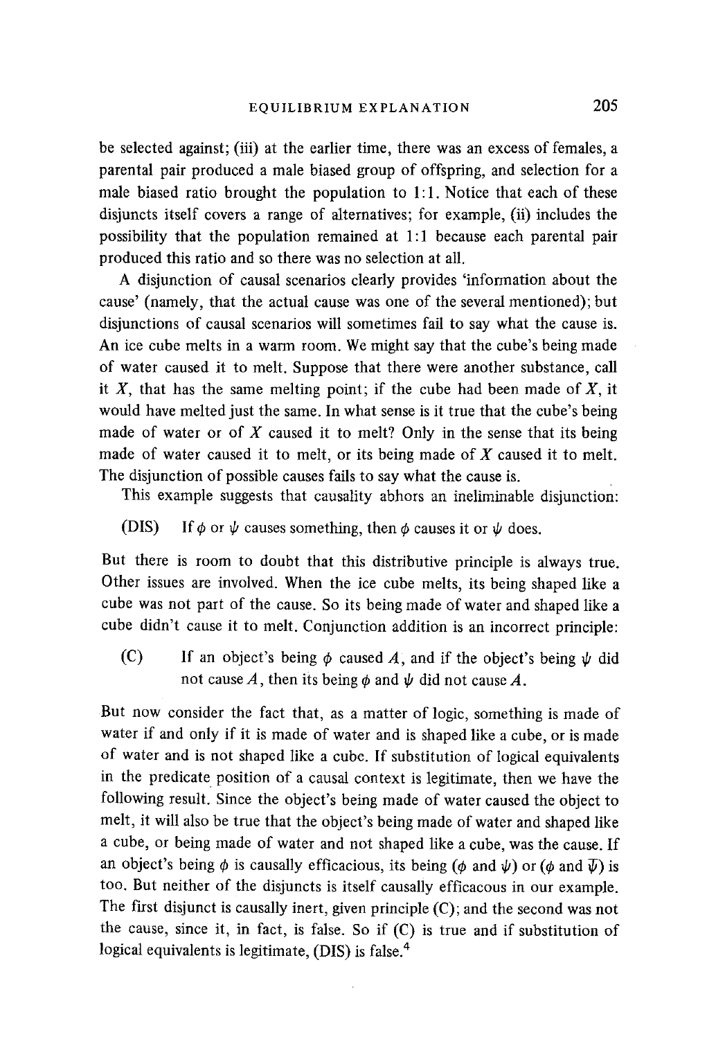be selected against; (iii) at the earlier time, there was an excess of females, a parental pair produced a male biased group of offspring, and selection for a male biased ratio brought the population to 1:1. Notice that each of these disjuncts itself covers a range of alternatives; for example, (ii) includes the possibility that the population remained at 1:1 because each parental pair produced this ratio and so there was no selection at all.

A disjunction of causal scenarios clearly provides 'information about the cause' (namely, that the actual cause was one of the several mentioned); but disjunctions of causal scenarios will sometimes fail to say what the cause is. An ice cube melts in a warm room. We might say that the cube's being made of water caused it to melt. Suppose that there were another substance, call it $X$, that has the same melting point; if the cube had been made of $X$, it would have melted just the same. In what sense is it true that the cube's being made of water or of $X$ caused it to melt? Only in the sense that its being made of water caused it to melt, or its being made of $X$ caused it to melt. The disjunction of possible causes fails to say what the cause is.

This example suggests that causality abhors an ineliminable disjunction:

(DIS) If $\phi$ or $\psi$ causes something, then $\phi$ causes it or $\psi$ does.

But there is room to doubt that this distributive principle is always true. Other issues are involved. When the ice cube melts, its being shaped like a cube was not part of the cause. So its being made of water and shaped like a cube didn't cause it to melt. Conjunction addition is an incorrect principle:

(C) If an object's being $\phi$ caused $A$, and if the object's being $\psi$ did not cause $A$, then its being $\phi$ and $\psi$ did not cause $A$.

But now consider the fact that, as a matter of logic, something is made of water if and only if it is made of water and is shaped like a cube, or is made of water and is not shaped like a cube. If substitution of logical equivalents in the predicate position of a causal context is legitimate, then we have the following result. Since the object's being made of water caused the object to melt, it will also be true that the object's being made of water and shaped like a cube, or being made of water and not shaped like a cube, was the cause. If an object's being $\phi$ is causally efficacious, its being ($\phi$ and $\psi$) or ($\phi$ and $\bar{\psi}$) is too. But neither of the disjuncts is itself causally efficacous in our example. The first disjunct is causally inert, given principle (C); and the second was not the cause, since it, in fact, is false. So if (C) is true and if substitution of logical equivalents is legitimate, (DIS) is false.[4]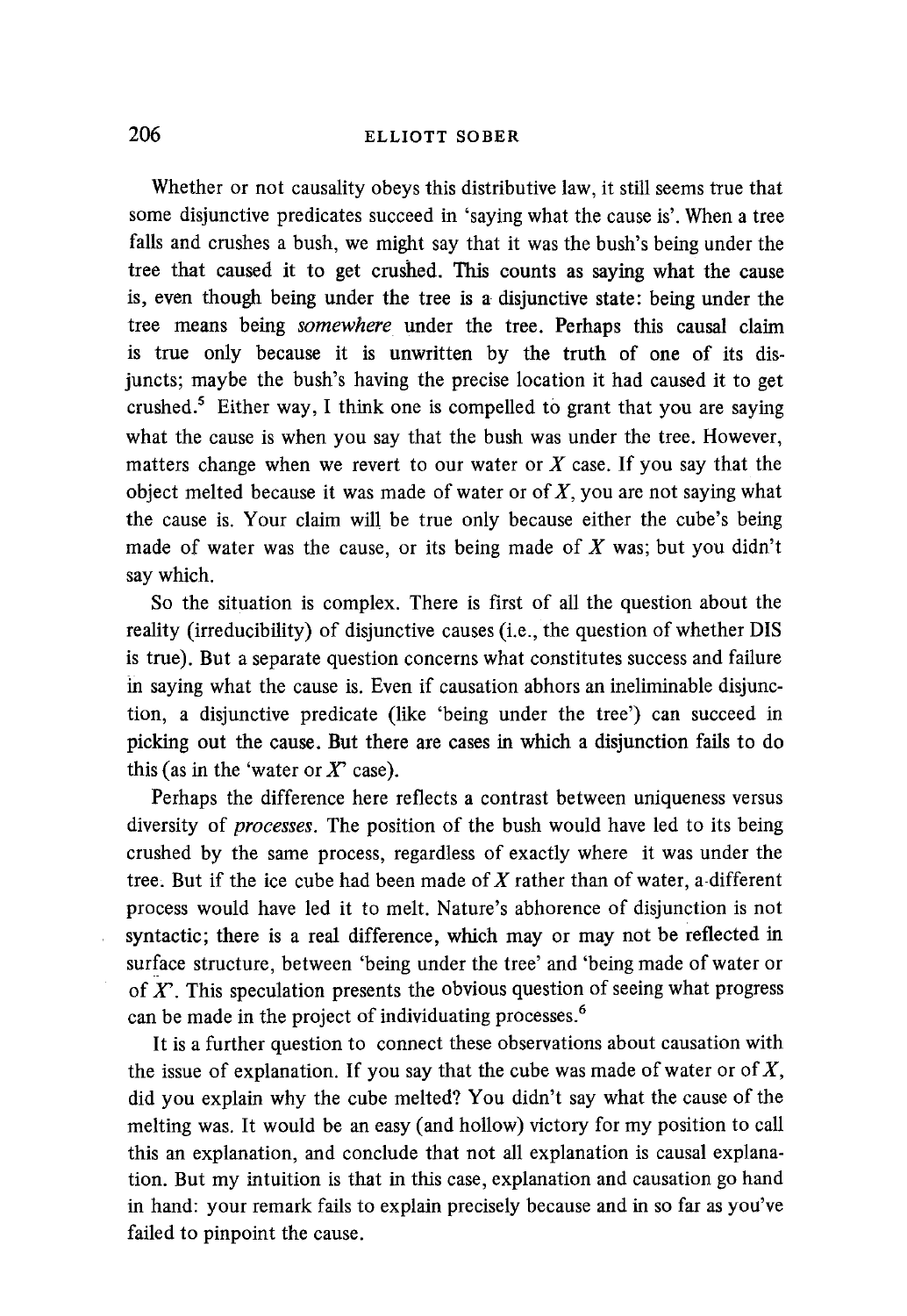Whether or not causality obeys this distributive law, it still seems true that some disjunctive predicates succeed in 'saying what the cause is'. When a tree falls and crushes a bush, we might say that it was the bush's being under the tree that caused it to get crushed. This counts as saying what the cause is, even though being under the tree is a disjunctive state: being under the tree means being *somewhere* under the tree. Perhaps this causal claim is true only because it is unwritten by the truth of one of its disjuncts; maybe the bush's having the precise location it had caused it to get crushed.[5] Either way, I think one is compelled to grant that you are saying what the cause is when you say that the bush was under the tree. However, matters change when we revert to our water or $X$ case. If you say that the object melted because it was made of water or of $X$, you are not saying what the cause is. Your claim will be true only because either the cube's being made of water was the cause, or its being made of $X$ was; but you didn't say which.

So the situation is complex. There is first of all the question about the reality (irreducibility) of disjunctive causes (i.e., the question of whether DIS is true). But a separate question concerns what constitutes success and failure in saying what the cause is. Even if causation abhors an ineliminable disjunction, a disjunctive predicate (like 'being under the tree') can succeed in picking out the cause. But there are cases in which a disjunction fails to do this (as in the 'water or $X$' case).

Perhaps the difference here reflects a contrast between uniqueness versus diversity of *processes*. The position of the bush would have led to its being crushed by the same process, regardless of exactly where it was under the tree. But if the ice cube had been made of $X$ rather than of water, a different process would have led it to melt. Nature's abhorence of disjunction is not syntactic; there is a real difference, which may or may not be reflected in surface structure, between 'being under the tree' and 'being made of water or of $X$'. This speculation presents the obvious question of seeing what progress can be made in the project of individuating processes.[6]

It is a further question to connect these observations about causation with the issue of explanation. If you say that the cube was made of water or of $X$, did you explain why the cube melted? You didn't say what the cause of the melting was. It would be an easy (and hollow) victory for my position to call this an explanation, and conclude that not all explanation is causal explanation. But my intuition is that in this case, explanation and causation go hand in hand: your remark fails to explain precisely because and in so far as you've failed to pinpoint the cause.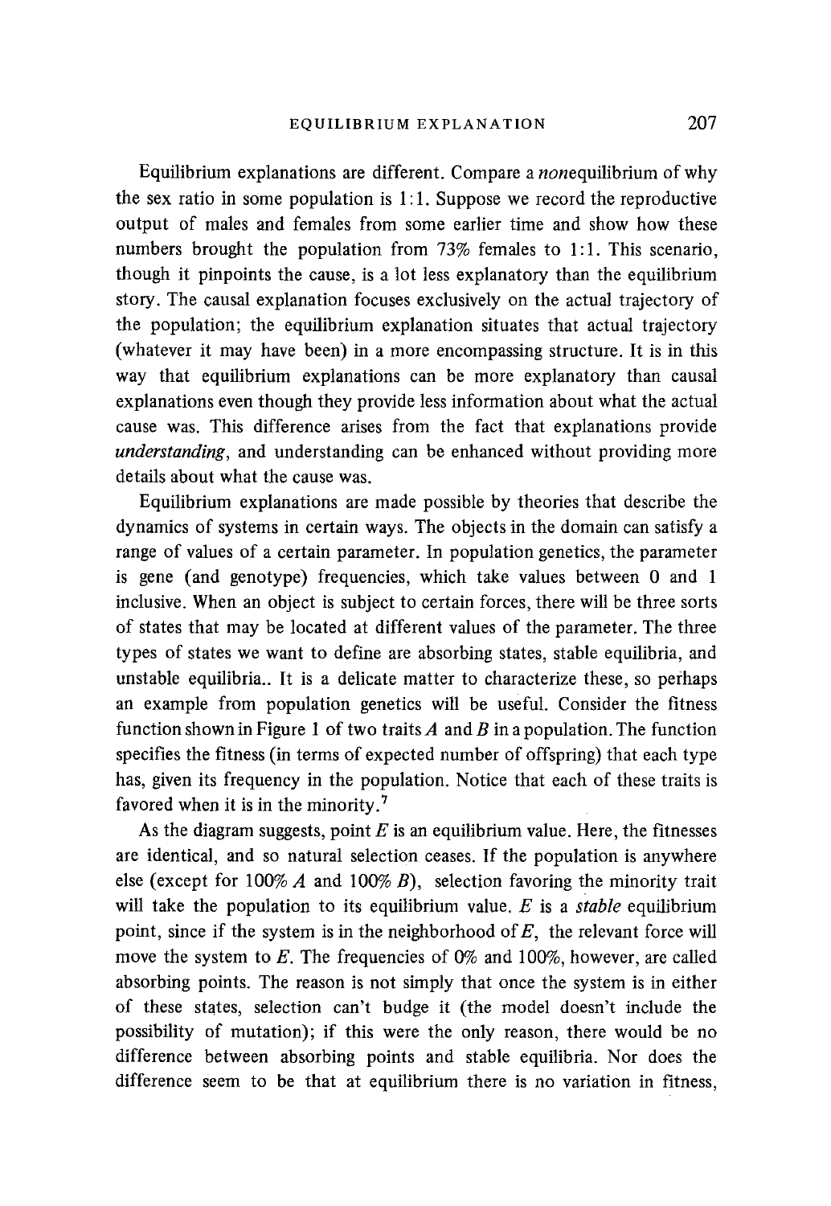Equilibrium explanations are different. Compare a *non*equilibrium of why the sex ratio in some population is 1:1. Suppose we record the reproductive output of males and females from some earlier time and show how these numbers brought the population from 73% females to 1:1. This scenario, though it pinpoints the cause, is a lot less explanatory than the equilibrium story. The causal explanation focuses exclusively on the actual trajectory of the population; the equilibrium explanation situates that actual trajectory (whatever it may have been) in a more encompassing structure. It is in this way that equilibrium explanations can be more explanatory than causal explanations even though they provide less information about what the actual cause was. This difference arises from the fact that explanations provide *understanding*, and understanding can be enhanced without providing more details about what the cause was.

Equilibrium explanations are made possible by theories that describe the dynamics of systems in certain ways. The objects in the domain can satisfy a range of values of a certain parameter. In population genetics, the parameter is gene (and genotype) frequencies, which take values between 0 and 1 inclusive. When an object is subject to certain forces, there will be three sorts of states that may be located at different values of the parameter. The three types of states we want to define are absorbing states, stable equilibria, and unstable equilibria.. It is a delicate matter to characterize these, so perhaps an example from population genetics will be useful. Consider the fitness function shown in Figure 1 of two traits $A$ and $B$ in a population. The function specifies the fitness (in terms of expected number of offspring) that each type has, given its frequency in the population. Notice that each of these traits is favored when it is in the minority.[7]

As the diagram suggests, point $E$ is an equilibrium value. Here, the fitnesses are identical, and so natural selection ceases. If the population is anywhere else (except for 100% $A$ and 100% $B$), selection favoring the minority trait will take the population to its equilibrium value. $E$ is a *stable* equilibrium point, since if the system is in the neighborhood of $E$, the relevant force will move the system to $E$. The frequencies of 0% and 100%, however, are called absorbing points. The reason is not simply that once the system is in either of these states, selection can't budge it (the model doesn't include the possibility of mutation); if this were the only reason, there would be no difference between absorbing points and stable equilibria. Nor does the difference seem to be that at equilibrium there is no variation in fitness,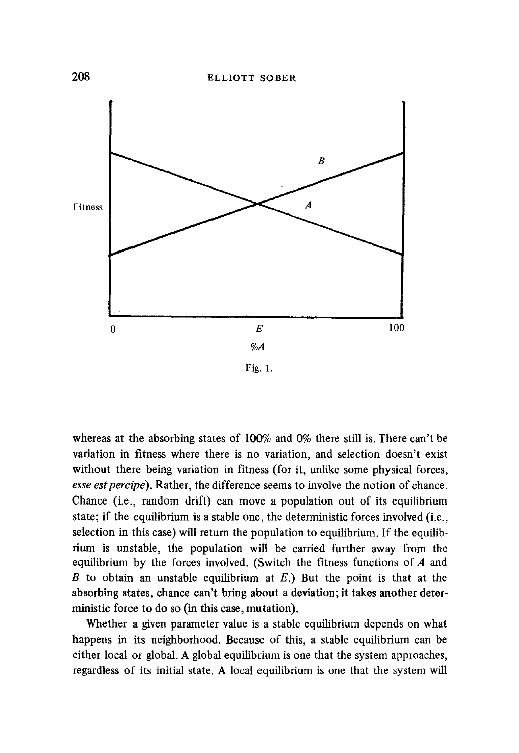Fig. 1.

whereas at the absorbing states of 100% and 0% there still is. There can't be variation in fitness where there is no variation, and selection doesn't exist without there being variation in fitness (for it, unlike some physical forces, *esse est percipe*). Rather, the difference seems to involve the notion of chance. Chance (i.e., random drift) can move a population out of its equilibrium state; if the equilibrium is a stable one, the deterministic forces involved (i.e., selection in this case) will return the population to equilibrium. If the equilibrium is unstable, the population will be carried further away from the equilibrium by the forces involved. (Switch the fitness functions of *A* and *B* to obtain an unstable equilibrium at *E*.) But the point is that at the absorbing states, chance can't bring about a deviation; it takes another deterministic force to do so (in this case, mutation).

Whether a given parameter value is a stable equilibrium depends on what happens in its neighborhood. Because of this, a stable equilibrium can be either local or global. A global equilibrium is one that the system approaches, regardless of its initial state. A local equilibrium is one that the system will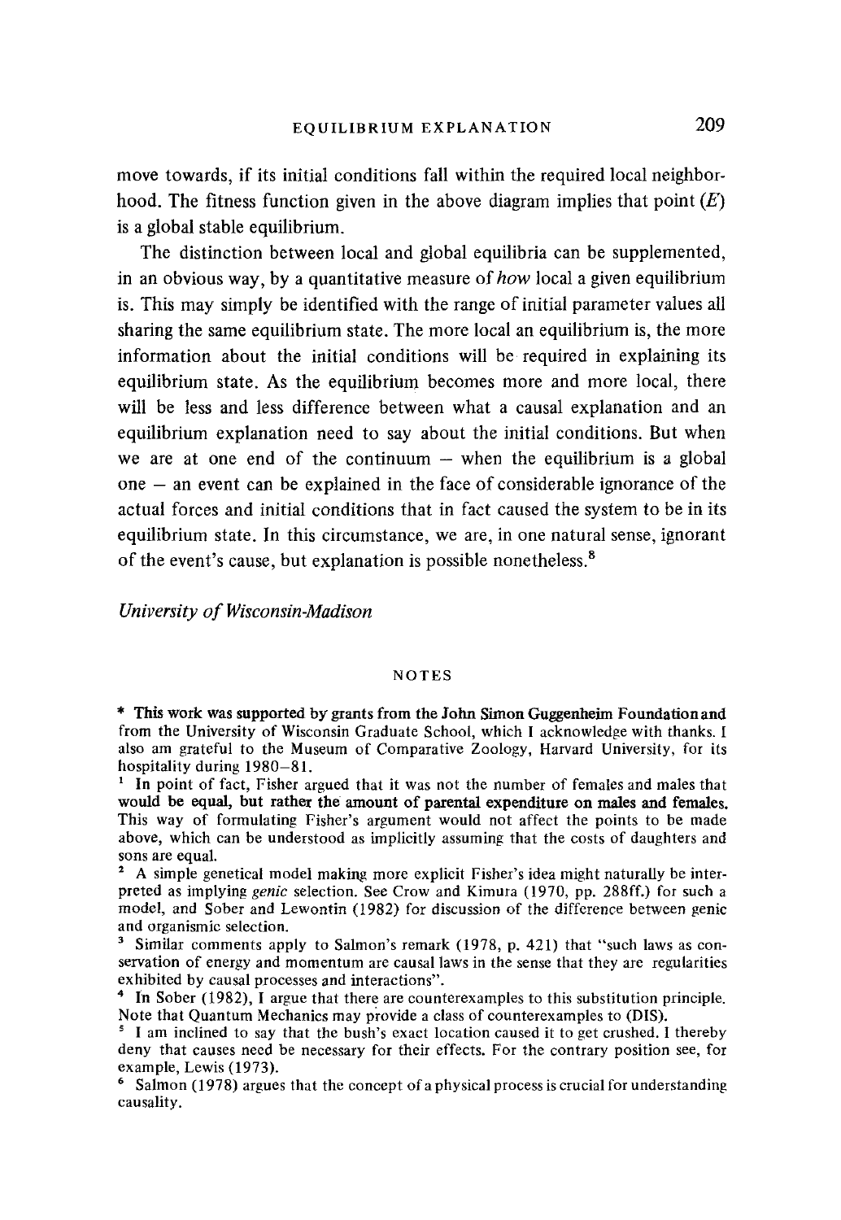move towards, if its initial conditions fall within the required local neighborhood. The fitness function given in the above diagram implies that point ($E$) is a global stable equilibrium.

The distinction between local and global equilibria can be supplemented, in an obvious way, by a quantitative measure of *how* local a given equilibrium is. This may simply be identified with the range of initial parameter values all sharing the same equilibrium state. The more local an equilibrium is, the more information about the initial conditions will be required in explaining its equilibrium state. As the equilibrium becomes more and more local, there will be less and less difference between what a causal explanation and an equilibrium explanation need to say about the initial conditions. But when we are at one end of the continuum – when the equilibrium is a global one – an event can be explained in the face of considerable ignorance of the actual forces and initial conditions that in fact caused the system to be in its equilibrium state. In this circumstance, we are, in one natural sense, ignorant of the event's cause, but explanation is possible nonetheless.[8]

*University of Wisconsin-Madison*

## NOTES

\* This work was supported by grants from the John Simon Guggenheim Foundation and from the University of Wisconsin Graduate School, which I acknowledge with thanks. I also am grateful to the Museum of Comparative Zoology, Harvard University, for its hospitality during 1980–81.

[1] In point of fact, Fisher argued that it was not the number of females and males that would be equal, but rather the amount of parental expenditure on males and females. This way of formulating Fisher's argument would not affect the points to be made above, which can be understood as implicitly assuming that the costs of daughters and sons are equal.

[2] A simple genetical model making more explicit Fisher's idea might naturally be interpreted as implying *genic* selection. See Crow and Kimura (1970, pp. 288ff.) for such a model, and Sober and Lewontin (1982) for discussion of the difference between genic and organismic selection.

[3] Similar comments apply to Salmon's remark (1978, p. 421) that "such laws as conservation of energy and momentum are causal laws in the sense that they are regularities exhibited by causal processes and interactions".

[4] In Sober (1982), I argue that there are counterexamples to this substitution principle. Note that Quantum Mechanics may provide a class of counterexamples to (DIS).

[5] I am inclined to say that the bush's exact location caused it to get crushed. I thereby deny that causes need be necessary for their effects. For the contrary position see, for example, Lewis (1973).

[6] Salmon (1978) argues that the concept of a physical process is crucial for understanding causality.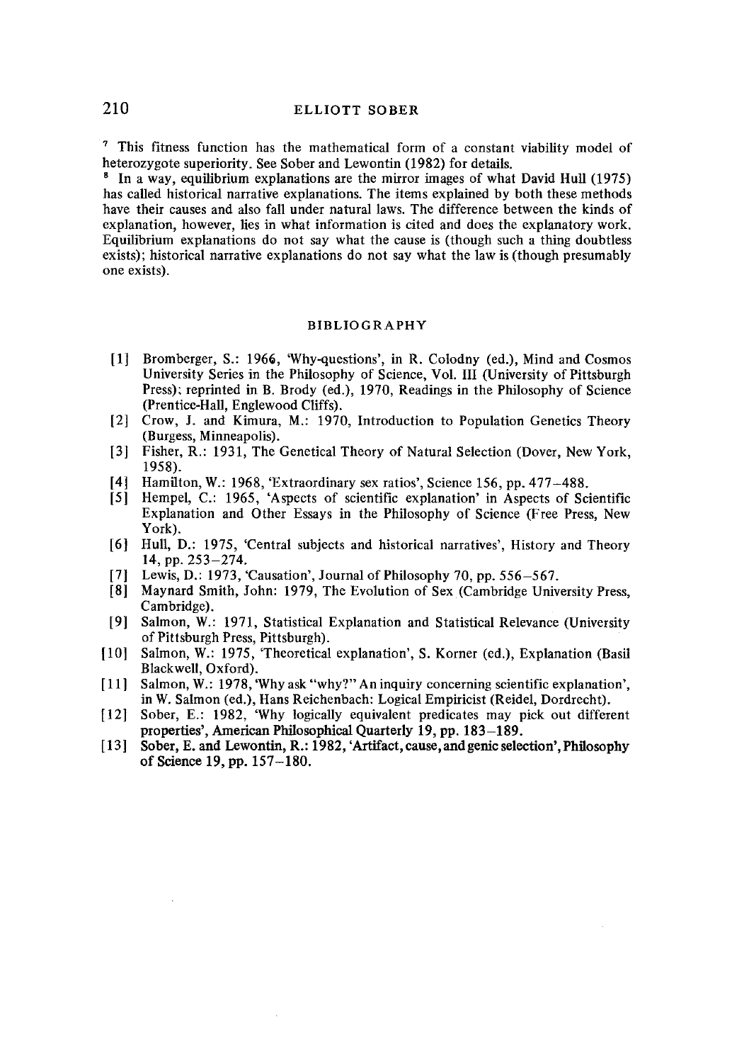[7] This fitness function has the mathematical form of a constant viability model of heterozygote superiority. See Sober and Lewontin (1982) for details.

[8] In a way, equilibrium explanations are the mirror images of what David Hull (1975) has called historical narrative explanations. The items explained by both these methods have their causes and also fall under natural laws. The difference between the kinds of explanation, however, lies in what information is cited and does the explanatory work. Equilibrium explanations do not say what the cause is (though such a thing doubtless exists); historical narrative explanations do not say what the law is (though presumably one exists).

## BIBLIOGRAPHY

[1] Bromberger, S.: 1966, 'Why-questions', in R. Colodny (ed.), Mind and Cosmos University Series in the Philosophy of Science, Vol. III (University of Pittsburgh Press); reprinted in B. Brody (ed.), 1970, Readings in the Philosophy of Science (Prentice-Hall, Englewood Cliffs).

[2] Crow, J. and Kimura, M.: 1970, Introduction to Population Genetics Theory (Burgess, Minneapolis).

[3] Fisher, R.: 1931, The Genetical Theory of Natural Selection (Dover, New York, 1958).

[4] Hamilton, W.: 1968, 'Extraordinary sex ratios', Science 156, pp. 477–488.

[5] Hempel, C.: 1965, 'Aspects of scientific explanation' in Aspects of Scientific Explanation and Other Essays in the Philosophy of Science (Free Press, New York).

[6] Hull, D.: 1975, 'Central subjects and historical narratives', History and Theory 14, pp. 253–274.

[7] Lewis, D.: 1973, 'Causation', Journal of Philosophy 70, pp. 556–567.

[8] Maynard Smith, John: 1979, The Evolution of Sex (Cambridge University Press, Cambridge).

[9] Salmon, W.: 1971, Statistical Explanation and Statistical Relevance (University of Pittsburgh Press, Pittsburgh).

[10] Salmon, W.: 1975, 'Theoretical explanation', S. Korner (ed.), Explanation (Basil Blackwell, Oxford).

[11] Salmon, W.: 1978, 'Why ask "why?" An inquiry concerning scientific explanation', in W. Salmon (ed.), Hans Reichenbach: Logical Empiricist (Reidel, Dordrecht).

[12] Sober, E.: 1982, 'Why logically equivalent predicates may pick out different properties', American Philosophical Quarterly 19, pp. 183–189.

[13] Sober, E. and Lewontin, R.: 1982, 'Artifact, cause, and genic selection', Philosophy of Science 19, pp. 157–180.